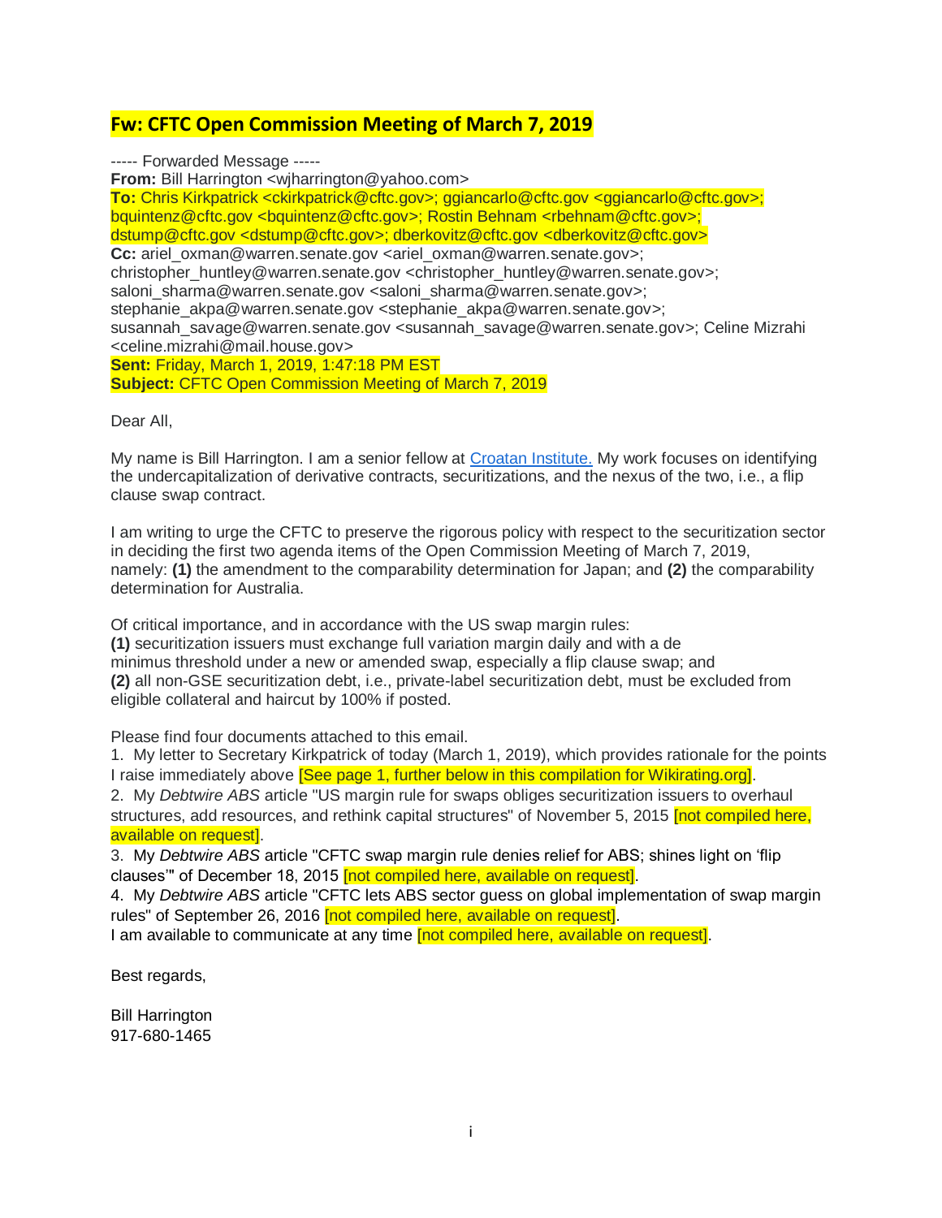# Fw: CFTC Open Commission Meeting of March 7, 2019

----- Forwarded Message -----
**From:** Bill Harrington <wjharrington@yahoo.com>
**To:** Chris Kirkpatrick <ckirkpatrick@cftc.gov>; ggiancarlo@cftc.gov <ggiancarlo@cftc.gov>; bquintenz@cftc.gov <bquintenz@cftc.gov>; Rostin Behnam <rbehnam@cftc.gov>; dstump@cftc.gov <dstump@cftc.gov>; dberkovitz@cftc.gov <dberkovitz@cftc.gov>
**Cc:** ariel_oxman@warren.senate.gov <ariel_oxman@warren.senate.gov>; christopher_huntley@warren.senate.gov <christopher_huntley@warren.senate.gov>; saloni_sharma@warren.senate.gov <saloni_sharma@warren.senate.gov>; stephanie_akpa@warren.senate.gov <stephanie_akpa@warren.senate.gov>; susannah_savage@warren.senate.gov <susannah_savage@warren.senate.gov>; Celine Mizrahi <celine.mizrahi@mail.house.gov>
**Sent:** Friday, March 1, 2019, 1:47:18 PM EST
**Subject:** CFTC Open Commission Meeting of March 7, 2019

Dear All,

My name is Bill Harrington. I am a senior fellow at Croatan Institute. My work focuses on identifying the undercapitalization of derivative contracts, securitizations, and the nexus of the two, i.e., a flip clause swap contract.

I am writing to urge the CFTC to preserve the rigorous policy with respect to the securitization sector in deciding the first two agenda items of the Open Commission Meeting of March 7, 2019, namely: **(1)** the amendment to the comparability determination for Japan; and **(2)** the comparability determination for Australia.

Of critical importance, and in accordance with the US swap margin rules:
**(1)** securitization issuers must exchange full variation margin daily and with a de minimus threshold under a new or amended swap, especially a flip clause swap; and
**(2)** all non-GSE securitization debt, i.e., private-label securitization debt, must be excluded from eligible collateral and haircut by 100% if posted.

Please find four documents attached to this email.
1. My letter to Secretary Kirkpatrick of today (March 1, 2019), which provides rationale for the points I raise immediately above [See page 1, further below in this compilation for Wikirating.org].
2. My *Debtwire ABS* article "US margin rule for swaps obliges securitization issuers to overhaul structures, add resources, and rethink capital structures" of November 5, 2015 [not compiled here, available on request].
3. My *Debtwire ABS* article "CFTC swap margin rule denies relief for ABS; shines light on 'flip clauses'" of December 18, 2015 [not compiled here, available on request].
4. My *Debtwire ABS* article "CFTC lets ABS sector guess on global implementation of swap margin rules" of September 26, 2016 [not compiled here, available on request].
I am available to communicate at any time [not compiled here, available on request].

Best regards,

Bill Harrington
917-680-1465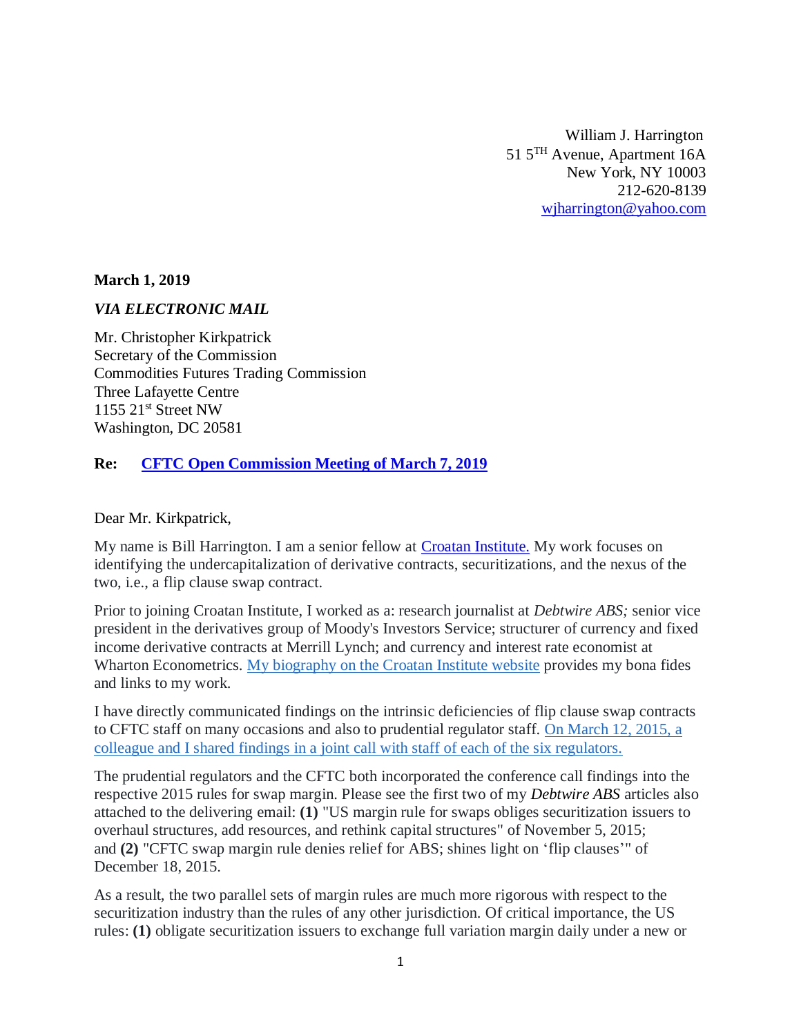William J. Harrington
51 5[TH] Avenue, Apartment 16A
New York, NY 10003
212-620-8139
wjharrington@yahoo.com

**March 1, 2019**

***VIA ELECTRONIC MAIL***

Mr. Christopher Kirkpatrick
Secretary of the Commission
Commodities Futures Trading Commission
Three Lafayette Centre
1155 21[st] Street NW
Washington, DC 20581

**Re: CFTC Open Commission Meeting of March 7, 2019**

Dear Mr. Kirkpatrick,

My name is Bill Harrington. I am a senior fellow at Croatan Institute. My work focuses on identifying the undercapitalization of derivative contracts, securitizations, and the nexus of the two, i.e., a flip clause swap contract.

Prior to joining Croatan Institute, I worked as a: research journalist at *Debtwire ABS;* senior vice president in the derivatives group of Moody's Investors Service; structurer of currency and fixed income derivative contracts at Merrill Lynch; and currency and interest rate economist at Wharton Econometrics. My biography on the Croatan Institute website provides my bona fides and links to my work.

I have directly communicated findings on the intrinsic deficiencies of flip clause swap contracts to CFTC staff on many occasions and also to prudential regulator staff. On March 12, 2015, a colleague and I shared findings in a joint call with staff of each of the six regulators.

The prudential regulators and the CFTC both incorporated the conference call findings into the respective 2015 rules for swap margin. Please see the first two of my *Debtwire ABS* articles also attached to the delivering email: **(1)** "US margin rule for swaps obliges securitization issuers to overhaul structures, add resources, and rethink capital structures" of November 5, 2015; and **(2)** "CFTC swap margin rule denies relief for ABS; shines light on 'flip clauses'" of December 18, 2015.

As a result, the two parallel sets of margin rules are much more rigorous with respect to the securitization industry than the rules of any other jurisdiction. Of critical importance, the US rules: **(1)** obligate securitization issuers to exchange full variation margin daily under a new or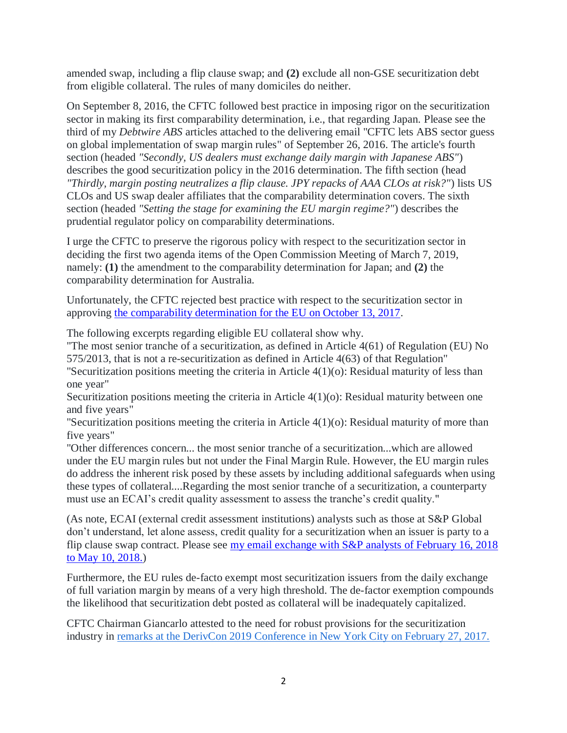amended swap, including a flip clause swap; and **(2)** exclude all non-GSE securitization debt from eligible collateral. The rules of many domiciles do neither.

On September 8, 2016, the CFTC followed best practice in imposing rigor on the securitization sector in making its first comparability determination, i.e., that regarding Japan. Please see the third of my *Debtwire ABS* articles attached to the delivering email "CFTC lets ABS sector guess on global implementation of swap margin rules" of September 26, 2016. The article's fourth section (headed *"Secondly, US dealers must exchange daily margin with Japanese ABS"*) describes the good securitization policy in the 2016 determination. The fifth section (head *"Thirdly, margin posting neutralizes a flip clause. JPY repacks of AAA CLOs at risk?"*) lists US CLOs and US swap dealer affiliates that the comparability determination covers. The sixth section (headed *"Setting the stage for examining the EU margin regime?"*) describes the prudential regulator policy on comparability determinations.

I urge the CFTC to preserve the rigorous policy with respect to the securitization sector in deciding the first two agenda items of the Open Commission Meeting of March 7, 2019, namely: **(1)** the amendment to the comparability determination for Japan; and **(2)** the comparability determination for Australia.

Unfortunately, the CFTC rejected best practice with respect to the securitization sector in approving [the comparability determination for the EU on October 13, 2017]().

The following excerpts regarding eligible EU collateral show why.
"The most senior tranche of a securitization, as defined in Article 4(61) of Regulation (EU) No 575/2013, that is not a re-securitization as defined in Article 4(63) of that Regulation"
"Securitization positions meeting the criteria in Article 4(1)(o): Residual maturity of less than one year"
Securitization positions meeting the criteria in Article 4(1)(o): Residual maturity between one and five years"
"Securitization positions meeting the criteria in Article 4(1)(o): Residual maturity of more than five years"
"Other differences concern... the most senior tranche of a securitization...which are allowed under the EU margin rules but not under the Final Margin Rule. However, the EU margin rules do address the inherent risk posed by these assets by including additional safeguards when using these types of collateral....Regarding the most senior tranche of a securitization, a counterparty must use an ECAI's credit quality assessment to assess the tranche's credit quality."

(As note, ECAI (external credit assessment institutions) analysts such as those at S&P Global don't understand, let alone assess, credit quality for a securitization when an issuer is party to a flip clause swap contract. Please see [my email exchange with S&P analysts of February 16, 2018 to May 10, 2018.]())

Furthermore, the EU rules de-facto exempt most securitization issuers from the daily exchange of full variation margin by means of a very high threshold. The de-factor exemption compounds the likelihood that securitization debt posted as collateral will be inadequately capitalized.

CFTC Chairman Giancarlo attested to the need for robust provisions for the securitization industry in [remarks at the DerivCon 2019 Conference in New York City on February 27, 2017.]()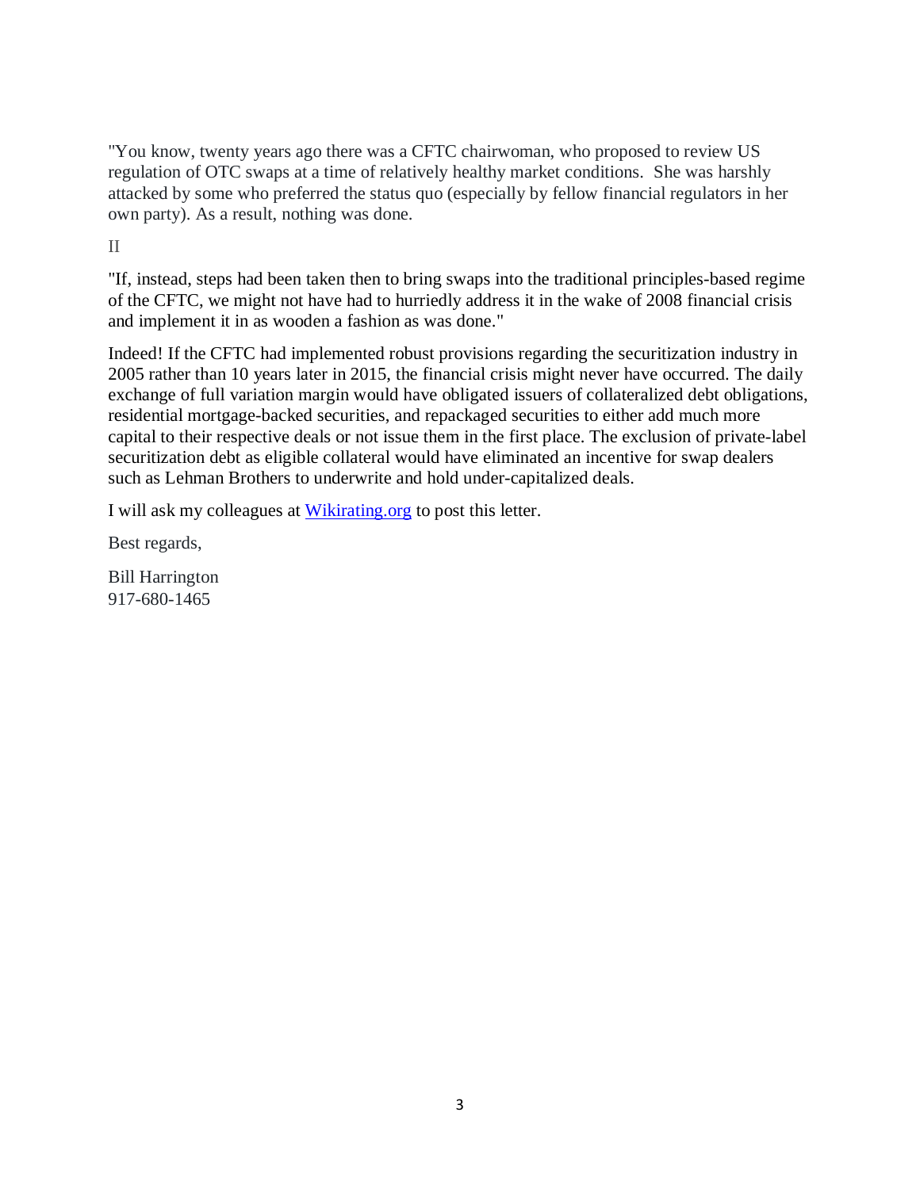"You know, twenty years ago there was a CFTC chairwoman, who proposed to review US regulation of OTC swaps at a time of relatively healthy market conditions. She was harshly attacked by some who preferred the status quo (especially by fellow financial regulators in her own party). As a result, nothing was done.

II

"If, instead, steps had been taken then to bring swaps into the traditional principles-based regime of the CFTC, we might not have had to hurriedly address it in the wake of 2008 financial crisis and implement it in as wooden a fashion as was done."

Indeed! If the CFTC had implemented robust provisions regarding the securitization industry in 2005 rather than 10 years later in 2015, the financial crisis might never have occurred. The daily exchange of full variation margin would have obligated issuers of collateralized debt obligations, residential mortgage-backed securities, and repackaged securities to either add much more capital to their respective deals or not issue them in the first place. The exclusion of private-label securitization debt as eligible collateral would have eliminated an incentive for swap dealers such as Lehman Brothers to underwrite and hold under-capitalized deals.

I will ask my colleagues at [Wikirating.org](Wikirating.org) to post this letter.

Best regards,

Bill Harrington
917-680-1465